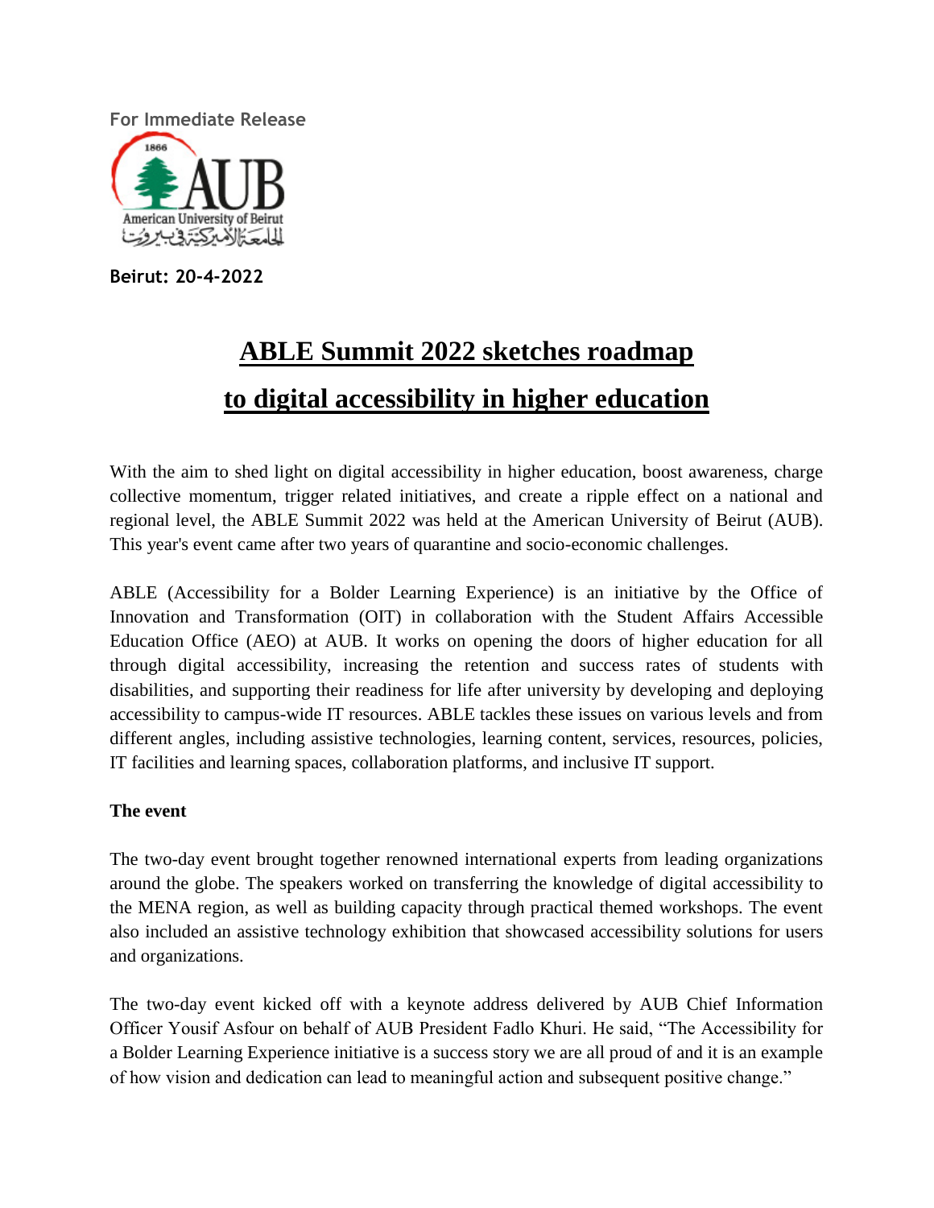For Immediate Release

Beirut: 20-4-2022

# ABLE Summit 2022 sketches roadmap to digital accessibility in higher education

With the aim to shed light on digital accessibility in higher education, boost awareness, charge collective momentum, trigger related initiatives, and create a ripple effect on a national and regional level, the ABLE Summit 2022 was held at the American University of Beirut (AUB). This year's event came after two years of quarantine and socio-economic challenges.

ABLE (Accessibility for a Bolder Learning Experience) is an initiative by the Office of Innovation and Transformation (OIT) in collaboration with the Student Affairs Accessible Education Office (AEO) at AUB. It works on opening the doors of higher education for all through digital accessibility, increasing the retention and success rates of students with disabilities, and supporting their readiness for life after university by developing and deploying accessibility to campus-wide IT resources. ABLE tackles these issues on various levels and from different angles, including assistive technologies, learning content, services, resources, policies, IT facilities and learning spaces, collaboration platforms, and inclusive IT support.

**The event**

The two-day event brought together renowned international experts from leading organizations around the globe. The speakers worked on transferring the knowledge of digital accessibility to the MENA region, as well as building capacity through practical themed workshops. The event also included an assistive technology exhibition that showcased accessibility solutions for users and organizations.

The two-day event kicked off with a keynote address delivered by AUB Chief Information Officer Yousif Asfour on behalf of AUB President Fadlo Khuri. He said, "The Accessibility for a Bolder Learning Experience initiative is a success story we are all proud of and it is an example of how vision and dedication can lead to meaningful action and subsequent positive change."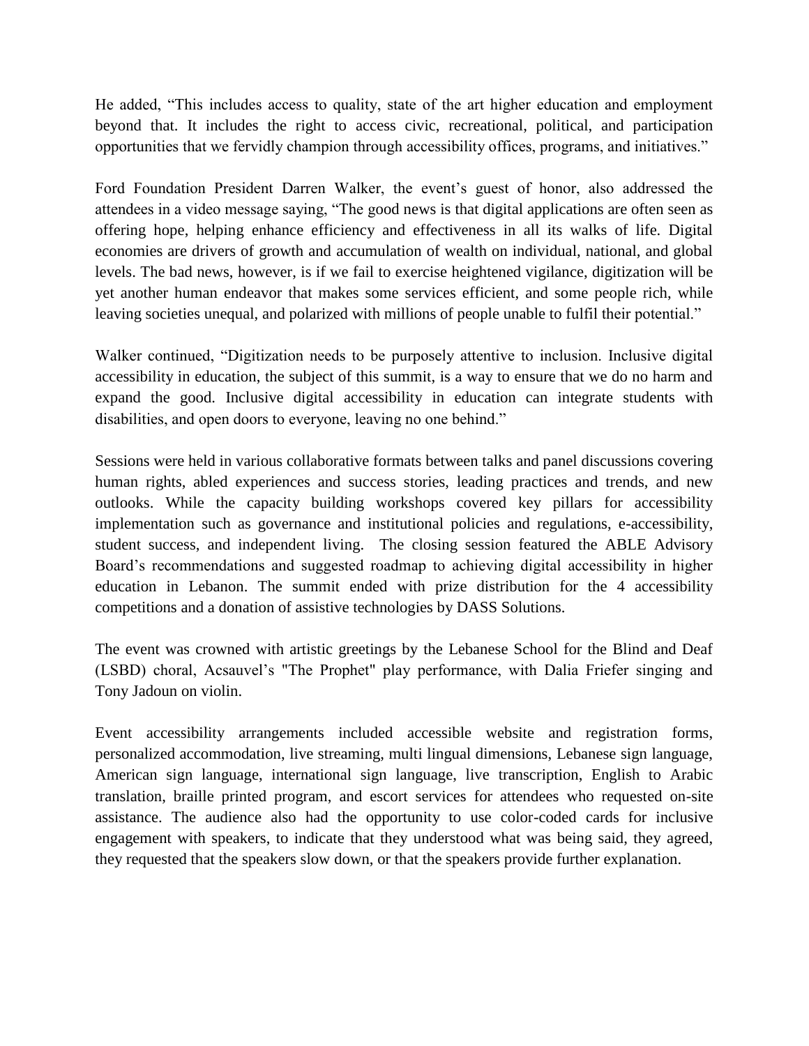He added, “This includes access to quality, state of the art higher education and employment beyond that. It includes the right to access civic, recreational, political, and participation opportunities that we fervidly champion through accessibility offices, programs, and initiatives.”

Ford Foundation President Darren Walker, the event’s guest of honor, also addressed the attendees in a video message saying, “The good news is that digital applications are often seen as offering hope, helping enhance efficiency and effectiveness in all its walks of life. Digital economies are drivers of growth and accumulation of wealth on individual, national, and global levels. The bad news, however, is if we fail to exercise heightened vigilance, digitization will be yet another human endeavor that makes some services efficient, and some people rich, while leaving societies unequal, and polarized with millions of people unable to fulfil their potential.”

Walker continued, “Digitization needs to be purposely attentive to inclusion. Inclusive digital accessibility in education, the subject of this summit, is a way to ensure that we do no harm and expand the good. Inclusive digital accessibility in education can integrate students with disabilities, and open doors to everyone, leaving no one behind.”

Sessions were held in various collaborative formats between talks and panel discussions covering human rights, abled experiences and success stories, leading practices and trends, and new outlooks. While the capacity building workshops covered key pillars for accessibility implementation such as governance and institutional policies and regulations, e-accessibility, student success, and independent living. The closing session featured the ABLE Advisory Board’s recommendations and suggested roadmap to achieving digital accessibility in higher education in Lebanon. The summit ended with prize distribution for the 4 accessibility competitions and a donation of assistive technologies by DASS Solutions.

The event was crowned with artistic greetings by the Lebanese School for the Blind and Deaf (LSBD) choral, Acsauvel’s "The Prophet" play performance, with Dalia Friefer singing and Tony Jadoun on violin.

Event accessibility arrangements included accessible website and registration forms, personalized accommodation, live streaming, multi lingual dimensions, Lebanese sign language, American sign language, international sign language, live transcription, English to Arabic translation, braille printed program, and escort services for attendees who requested on-site assistance. The audience also had the opportunity to use color-coded cards for inclusive engagement with speakers, to indicate that they understood what was being said, they agreed, they requested that the speakers slow down, or that the speakers provide further explanation.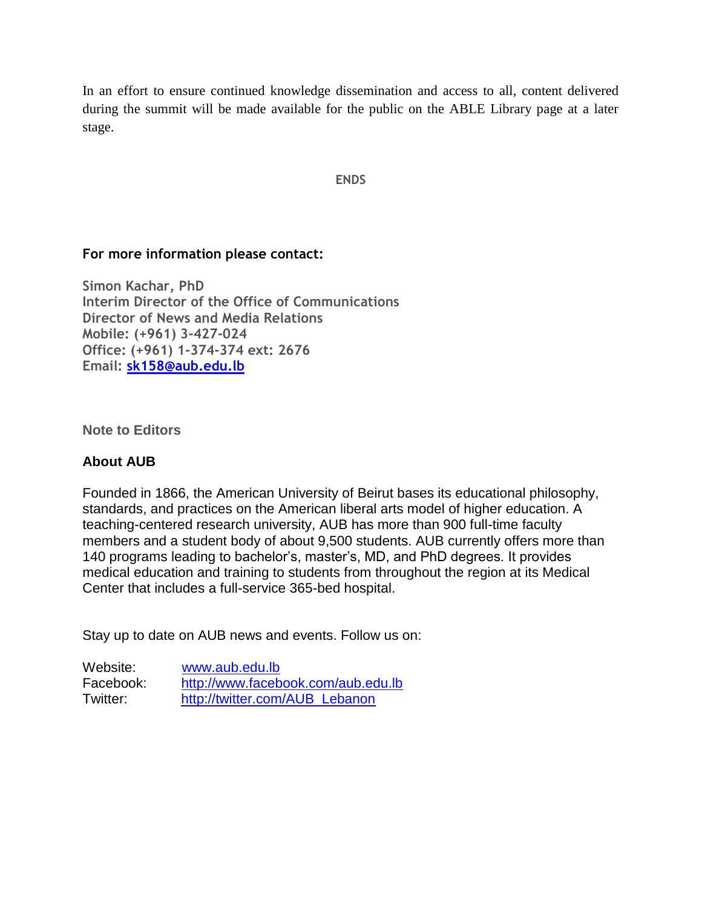In an effort to ensure continued knowledge dissemination and access to all, content delivered during the summit will be made available for the public on the ABLE Library page at a later stage.

**ENDS**

**For more information please contact:**

**Simon Kachar, PhD**
**Interim Director of the Office of Communications**
**Director of News and Media Relations**
**Mobile: (+961) 3-427-024**
**Office: (+961) 1-374-374 ext: 2676**
**Email: sk158@aub.edu.lb**

**Note to Editors**

**About AUB**

Founded in 1866, the American University of Beirut bases its educational philosophy, standards, and practices on the American liberal arts model of higher education. A teaching-centered research university, AUB has more than 900 full-time faculty members and a student body of about 9,500 students. AUB currently offers more than 140 programs leading to bachelor's, master's, MD, and PhD degrees. It provides medical education and training to students from throughout the region at its Medical Center that includes a full-service 365-bed hospital.

Stay up to date on AUB news and events. Follow us on:

Website: www.aub.edu.lb
Facebook: http://www.facebook.com/aub.edu.lb
Twitter: http://twitter.com/AUB_Lebanon